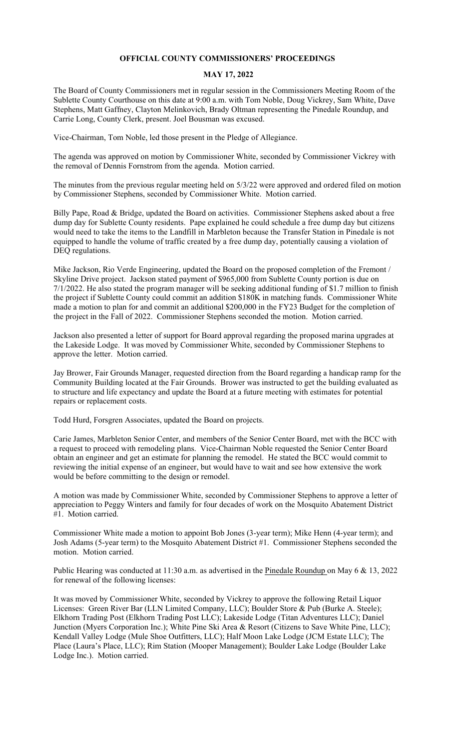# OFFICIAL COUNTY COMMISSIONERS' PROCEEDINGS

## MAY 17, 2022

The Board of County Commissioners met in regular session in the Commissioners Meeting Room of the Sublette County Courthouse on this date at 9:00 a.m. with Tom Noble, Doug Vickrey, Sam White, Dave Stephens, Matt Gaffney, Clayton Melinkovich, Brady Oltman representing the Pinedale Roundup, and Carrie Long, County Clerk, present. Joel Bousman was excused.

Vice-Chairman, Tom Noble, led those present in the Pledge of Allegiance.

The agenda was approved on motion by Commissioner White, seconded by Commissioner Vickrey with the removal of Dennis Fornstrom from the agenda. Motion carried.

The minutes from the previous regular meeting held on 5/3/22 were approved and ordered filed on motion by Commissioner Stephens, seconded by Commissioner White. Motion carried.

Billy Pape, Road & Bridge, updated the Board on activities. Commissioner Stephens asked about a free dump day for Sublette County residents. Pape explained he could schedule a free dump day but citizens would need to take the items to the Landfill in Marbleton because the Transfer Station in Pinedale is not equipped to handle the volume of traffic created by a free dump day, potentially causing a violation of DEQ regulations.

Mike Jackson, Rio Verde Engineering, updated the Board on the proposed completion of the Fremont / Skyline Drive project. Jackson stated payment of $965,000 from Sublette County portion is due on 7/1/2022. He also stated the program manager will be seeking additional funding of $1.7 million to finish the project if Sublette County could commit an addition $180K in matching funds. Commissioner White made a motion to plan for and commit an additional $200,000 in the FY23 Budget for the completion of the project in the Fall of 2022. Commissioner Stephens seconded the motion. Motion carried.

Jackson also presented a letter of support for Board approval regarding the proposed marina upgrades at the Lakeside Lodge. It was moved by Commissioner White, seconded by Commissioner Stephens to approve the letter. Motion carried.

Jay Brower, Fair Grounds Manager, requested direction from the Board regarding a handicap ramp for the Community Building located at the Fair Grounds. Brower was instructed to get the building evaluated as to structure and life expectancy and update the Board at a future meeting with estimates for potential repairs or replacement costs.

Todd Hurd, Forsgren Associates, updated the Board on projects.

Carie James, Marbleton Senior Center, and members of the Senior Center Board, met with the BCC with a request to proceed with remodeling plans. Vice-Chairman Noble requested the Senior Center Board obtain an engineer and get an estimate for planning the remodel. He stated the BCC would commit to reviewing the initial expense of an engineer, but would have to wait and see how extensive the work would be before committing to the design or remodel.

A motion was made by Commissioner White, seconded by Commissioner Stephens to approve a letter of appreciation to Peggy Winters and family for four decades of work on the Mosquito Abatement District #1. Motion carried.

Commissioner White made a motion to appoint Bob Jones (3-year term); Mike Henn (4-year term); and Josh Adams (5-year term) to the Mosquito Abatement District #1. Commissioner Stephens seconded the motion. Motion carried.

Public Hearing was conducted at 11:30 a.m. as advertised in the Pinedale Roundup on May 6 & 13, 2022 for renewal of the following licenses:

It was moved by Commissioner White, seconded by Vickrey to approve the following Retail Liquor Licenses: Green River Bar (LLN Limited Company, LLC); Boulder Store & Pub (Burke A. Steele); Elkhorn Trading Post (Elkhorn Trading Post LLC); Lakeside Lodge (Titan Adventures LLC); Daniel Junction (Myers Corporation Inc.); White Pine Ski Area & Resort (Citizens to Save White Pine, LLC); Kendall Valley Lodge (Mule Shoe Outfitters, LLC); Half Moon Lake Lodge (JCM Estate LLC); The Place (Laura's Place, LLC); Rim Station (Mooper Management); Boulder Lake Lodge (Boulder Lake Lodge Inc.). Motion carried.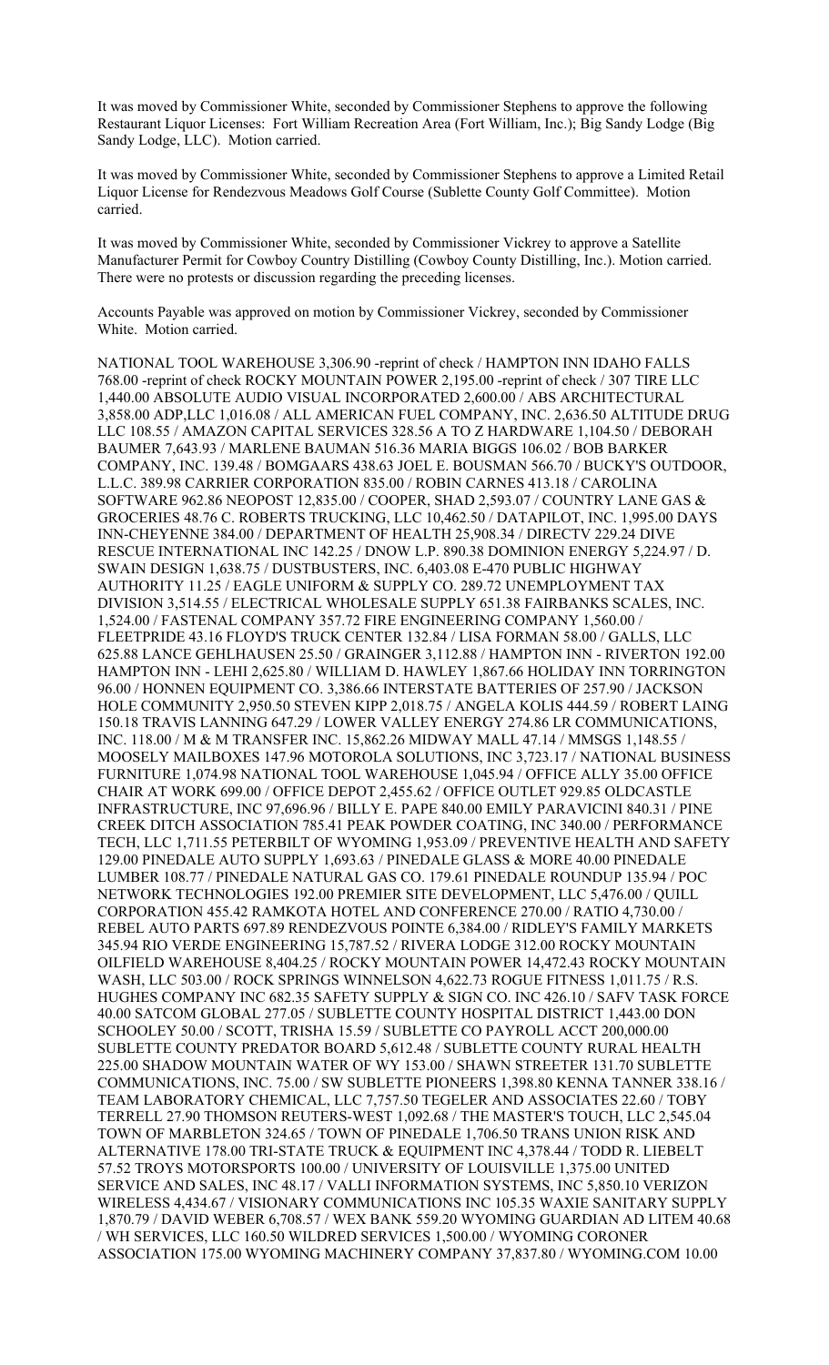It was moved by Commissioner White, seconded by Commissioner Stephens to approve the following Restaurant Liquor Licenses: Fort William Recreation Area (Fort William, Inc.); Big Sandy Lodge (Big Sandy Lodge, LLC). Motion carried.

It was moved by Commissioner White, seconded by Commissioner Stephens to approve a Limited Retail Liquor License for Rendezvous Meadows Golf Course (Sublette County Golf Committee). Motion carried.

It was moved by Commissioner White, seconded by Commissioner Vickrey to approve a Satellite Manufacturer Permit for Cowboy Country Distilling (Cowboy County Distilling, Inc.). Motion carried. There were no protests or discussion regarding the preceding licenses.

Accounts Payable was approved on motion by Commissioner Vickrey, seconded by Commissioner White. Motion carried.

NATIONAL TOOL WAREHOUSE 3,306.90 -reprint of check / HAMPTON INN IDAHO FALLS 768.00 -reprint of check ROCKY MOUNTAIN POWER 2,195.00 -reprint of check / 307 TIRE LLC 1,440.00 ABSOLUTE AUDIO VISUAL INCORPORATED 2,600.00 / ABS ARCHITECTURAL 3,858.00 ADP,LLC 1,016.08 / ALL AMERICAN FUEL COMPANY, INC. 2,636.50 ALTITUDE DRUG LLC 108.55 / AMAZON CAPITAL SERVICES 328.56 A TO Z HARDWARE 1,104.50 / DEBORAH BAUMER 7,643.93 / MARLENE BAUMAN 516.36 MARIA BIGGS 106.02 / BOB BARKER COMPANY, INC. 139.48 / BOMGAARS 438.63 JOEL E. BOUSMAN 566.70 / BUCKY'S OUTDOOR, L.L.C. 389.98 CARRIER CORPORATION 835.00 / ROBIN CARNES 413.18 / CAROLINA SOFTWARE 962.86 NEOPOST 12,835.00 / COOPER, SHAD 2,593.07 / COUNTRY LANE GAS & GROCERIES 48.76 C. ROBERTS TRUCKING, LLC 10,462.50 / DATAPILOT, INC. 1,995.00 DAYS INN-CHEYENNE 384.00 / DEPARTMENT OF HEALTH 25,908.34 / DIRECTV 229.24 DIVE RESCUE INTERNATIONAL INC 142.25 / DNOW L.P. 890.38 DOMINION ENERGY 5,224.97 / D. SWAIN DESIGN 1,638.75 / DUSTBUSTERS, INC. 6,403.08 E-470 PUBLIC HIGHWAY AUTHORITY 11.25 / EAGLE UNIFORM & SUPPLY CO. 289.72 UNEMPLOYMENT TAX DIVISION 3,514.55 / ELECTRICAL WHOLESALE SUPPLY 651.38 FAIRBANKS SCALES, INC. 1,524.00 / FASTENAL COMPANY 357.72 FIRE ENGINEERING COMPANY 1,560.00 / FLEETPRIDE 43.16 FLOYD'S TRUCK CENTER 132.84 / LISA FORMAN 58.00 / GALLS, LLC 625.88 LANCE GEHLHAUSEN 25.50 / GRAINGER 3,112.88 / HAMPTON INN - RIVERTON 192.00 HAMPTON INN - LEHI 2,625.80 / WILLIAM D. HAWLEY 1,867.66 HOLIDAY INN TORRINGTON 96.00 / HONNEN EQUIPMENT CO. 3,386.66 INTERSTATE BATTERIES OF 257.90 / JACKSON HOLE COMMUNITY 2,950.50 STEVEN KIPP 2,018.75 / ANGELA KOLIS 444.59 / ROBERT LAING 150.18 TRAVIS LANNING 647.29 / LOWER VALLEY ENERGY 274.86 LR COMMUNICATIONS, INC. 118.00 / M & M TRANSFER INC. 15,862.26 MIDWAY MALL 47.14 / MMSGS 1,148.55 / MOOSELY MAILBOXES 147.96 MOTOROLA SOLUTIONS, INC 3,723.17 / NATIONAL BUSINESS FURNITURE 1,074.98 NATIONAL TOOL WAREHOUSE 1,045.94 / OFFICE ALLY 35.00 OFFICE CHAIR AT WORK 699.00 / OFFICE DEPOT 2,455.62 / OFFICE OUTLET 929.85 OLDCASTLE INFRASTRUCTURE, INC 97,696.96 / BILLY E. PAPE 840.00 EMILY PARAVICINI 840.31 / PINE CREEK DITCH ASSOCIATION 785.41 PEAK POWDER COATING, INC 340.00 / PERFORMANCE TECH, LLC 1,711.55 PETERBILT OF WYOMING 1,953.09 / PREVENTIVE HEALTH AND SAFETY 129.00 PINEDALE AUTO SUPPLY 1,693.63 / PINEDALE GLASS & MORE 40.00 PINEDALE LUMBER 108.77 / PINEDALE NATURAL GAS CO. 179.61 PINEDALE ROUNDUP 135.94 / POC NETWORK TECHNOLOGIES 192.00 PREMIER SITE DEVELOPMENT, LLC 5,476.00 / QUILL CORPORATION 455.42 RAMKOTA HOTEL AND CONFERENCE 270.00 / RATIO 4,730.00 / REBEL AUTO PARTS 697.89 RENDEZVOUS POINTE 6,384.00 / RIDLEY'S FAMILY MARKETS 345.94 RIO VERDE ENGINEERING 15,787.52 / RIVERA LODGE 312.00 ROCKY MOUNTAIN OILFIELD WAREHOUSE 8,404.25 / ROCKY MOUNTAIN POWER 14,472.43 ROCKY MOUNTAIN WASH, LLC 503.00 / ROCK SPRINGS WINNELSON 4,622.73 ROGUE FITNESS 1,011.75 / R.S. HUGHES COMPANY INC 682.35 SAFETY SUPPLY & SIGN CO. INC 426.10 / SAFV TASK FORCE 40.00 SATCOM GLOBAL 277.05 / SUBLETTE COUNTY HOSPITAL DISTRICT 1,443.00 DON SCHOOLEY 50.00 / SCOTT, TRISHA 15.59 / SUBLETTE CO PAYROLL ACCT 200,000.00 SUBLETTE COUNTY PREDATOR BOARD 5,612.48 / SUBLETTE COUNTY RURAL HEALTH 225.00 SHADOW MOUNTAIN WATER OF WY 153.00 / SHAWN STREETER 131.70 SUBLETTE COMMUNICATIONS, INC. 75.00 / SW SUBLETTE PIONEERS 1,398.80 KENNA TANNER 338.16 / TEAM LABORATORY CHEMICAL, LLC 7,757.50 TEGELER AND ASSOCIATES 22.60 / TOBY TERRELL 27.90 THOMSON REUTERS-WEST 1,092.68 / THE MASTER'S TOUCH, LLC 2,545.04 TOWN OF MARBLETON 324.65 / TOWN OF PINEDALE 1,706.50 TRANS UNION RISK AND ALTERNATIVE 178.00 TRI-STATE TRUCK & EQUIPMENT INC 4,378.44 / TODD R. LIEBELT 57.52 TROYS MOTORSPORTS 100.00 / UNIVERSITY OF LOUISVILLE 1,375.00 UNITED SERVICE AND SALES, INC 48.17 / VALLI INFORMATION SYSTEMS, INC 5,850.10 VERIZON WIRELESS 4,434.67 / VISIONARY COMMUNICATIONS INC 105.35 WAXIE SANITARY SUPPLY 1,870.79 / DAVID WEBER 6,708.57 / WEX BANK 559.20 WYOMING GUARDIAN AD LITEM 40.68 / WH SERVICES, LLC 160.50 WILDRED SERVICES 1,500.00 / WYOMING CORONER ASSOCIATION 175.00 WYOMING MACHINERY COMPANY 37,837.80 / WYOMING.COM 10.00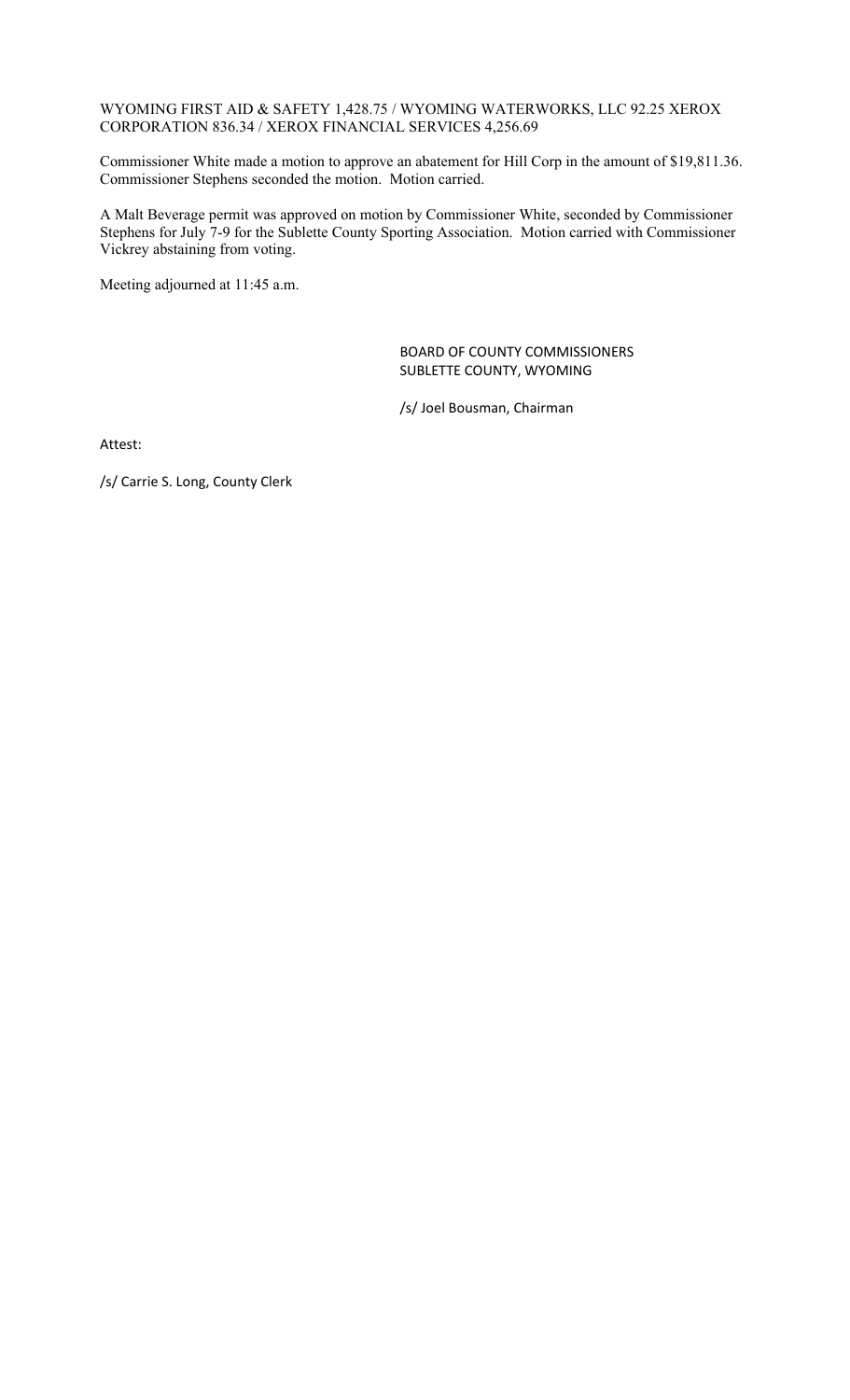WYOMING FIRST AID & SAFETY 1,428.75 / WYOMING WATERWORKS, LLC 92.25 XEROX CORPORATION 836.34 / XEROX FINANCIAL SERVICES 4,256.69

Commissioner White made a motion to approve an abatement for Hill Corp in the amount of $19,811.36. Commissioner Stephens seconded the motion. Motion carried.

A Malt Beverage permit was approved on motion by Commissioner White, seconded by Commissioner Stephens for July 7-9 for the Sublette County Sporting Association. Motion carried with Commissioner Vickrey abstaining from voting.

Meeting adjourned at 11:45 a.m.

BOARD OF COUNTY COMMISSIONERS
SUBLETTE COUNTY, WYOMING

/s/ Joel Bousman, Chairman

Attest:

/s/ Carrie S. Long, County Clerk